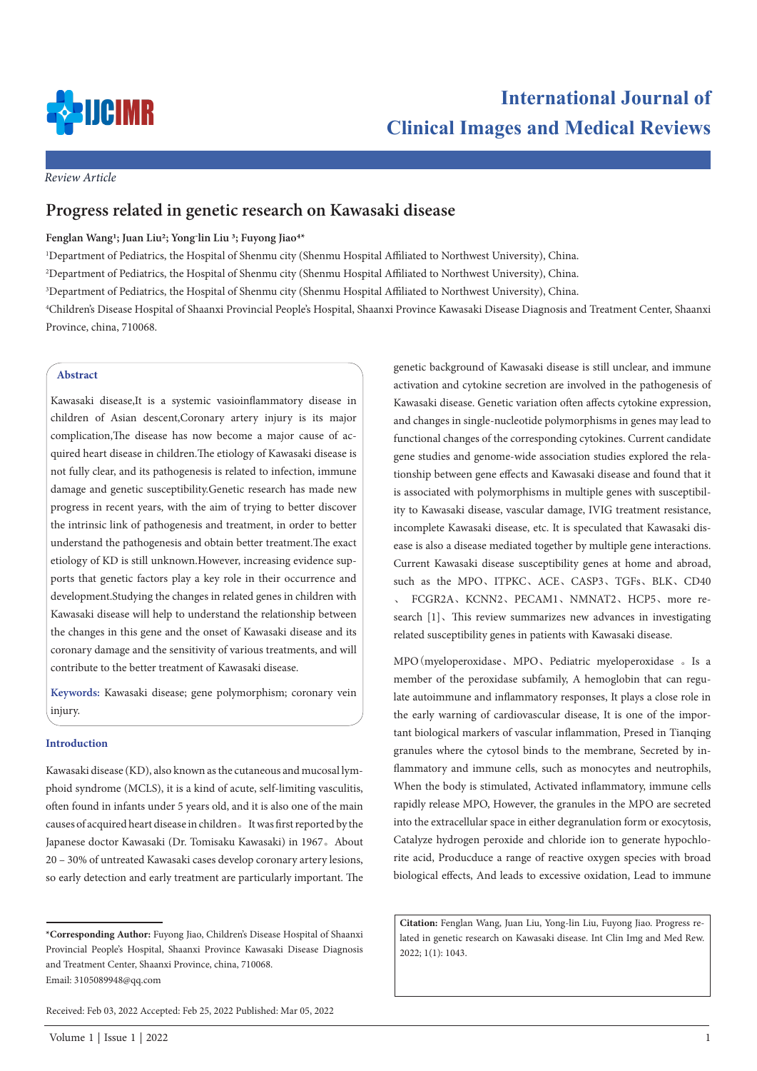*Review Article*

# Progress related in genetic research on Kawasaki disease

**Fenglan Wang[1]; Juan Liu[2]; Yong-lin Liu [3]; Fuyong Jiao[4]***

[1]Department of Pediatrics, the Hospital of Shenmu city (Shenmu Hospital Affiliated to Northwest University), China.

[2]Department of Pediatrics, the Hospital of Shenmu city (Shenmu Hospital Affiliated to Northwest University), China.

[3]Department of Pediatrics, the Hospital of Shenmu city (Shenmu Hospital Affiliated to Northwest University), China.

[4]Children's Disease Hospital of Shaanxi Provincial People's Hospital, Shaanxi Province Kawasaki Disease Diagnosis and Treatment Center, Shaanxi Province, china, 710068.

## Abstract

Kawasaki disease,It is a systemic vasioinflammatory disease in children of Asian descent,Coronary artery injury is its major complication,The disease has now become a major cause of acquired heart disease in children.The etiology of Kawasaki disease is not fully clear, and its pathogenesis is related to infection, immune damage and genetic susceptibility.Genetic research has made new progress in recent years, with the aim of trying to better discover the intrinsic link of pathogenesis and treatment, in order to better understand the pathogenesis and obtain better treatment.The exact etiology of KD is still unknown.However, increasing evidence supports that genetic factors play a key role in their occurrence and development.Studying the changes in related genes in children with Kawasaki disease will help to understand the relationship between the changes in this gene and the onset of Kawasaki disease and its coronary damage and the sensitivity of various treatments, and will contribute to the better treatment of Kawasaki disease.

**Keywords:** Kawasaki disease; gene polymorphism; coronary vein injury.

## Introduction

Kawasaki disease (KD), also known as the cutaneous and mucosal lymphoid syndrome (MCLS), it is a kind of acute, self-limiting vasculitis, often found in infants under 5 years old, and it is also one of the main causes of acquired heart disease in children。It was first reported by the Japanese doctor Kawasaki (Dr. Tomisaku Kawasaki) in 1967。About 20 – 30% of untreated Kawasaki cases develop coronary artery lesions, so early detection and early treatment are particularly important. The genetic background of Kawasaki disease is still unclear, and immune activation and cytokine secretion are involved in the pathogenesis of Kawasaki disease. Genetic variation often affects cytokine expression, and changes in single-nucleotide polymorphisms in genes may lead to functional changes of the corresponding cytokines. Current candidate gene studies and genome-wide association studies explored the relationship between gene effects and Kawasaki disease and found that it is associated with polymorphisms in multiple genes with susceptibility to Kawasaki disease, vascular damage, IVIG treatment resistance, incomplete Kawasaki disease, etc. It is speculated that Kawasaki disease is also a disease mediated together by multiple gene interactions. Current Kawasaki disease susceptibility genes at home and abroad, such as the MPO、ITPKC、ACE、CASP3、TGFs、BLK、CD40、FCGR2A、KCNN2、PECAM1、NMNAT2、HCP5、more research [1]、This review summarizes new advances in investigating related susceptibility genes in patients with Kawasaki disease.

MPO（myeloperoxidase、MPO、Pediatric myeloperoxidase 。Is a member of the peroxidase subfamily, A hemoglobin that can regulate autoimmune and inflammatory responses, It plays a close role in the early warning of cardiovascular disease, It is one of the important biological markers of vascular inflammation, Presed in Tianqing granules where the cytosol binds to the membrane, Secreted by inflammatory and immune cells, such as monocytes and neutrophils, When the body is stimulated, Activated inflammatory, immune cells rapidly release MPO, However, the granules in the MPO are secreted into the extracellular space in either degranulation form or exocytosis, Catalyze hydrogen peroxide and chloride ion to generate hypochlorite acid, Producduce a range of reactive oxygen species with broad biological effects, And leads to excessive oxidation, Lead to immune

***Corresponding Author:** Fuyong Jiao, Children's Disease Hospital of Shaanxi Provincial People's Hospital, Shaanxi Province Kawasaki Disease Diagnosis and Treatment Center, Shaanxi Province, china, 710068.
Email: 3105089948@qq.com

Received: Feb 03, 2022 Accepted: Feb 25, 2022 Published: Mar 05, 2022

**Citation:** Fenglan Wang, Juan Liu, Yong-lin Liu, Fuyong Jiao. Progress related in genetic research on Kawasaki disease. Int Clin Img and Med Rew. 2022; 1(1): 1043.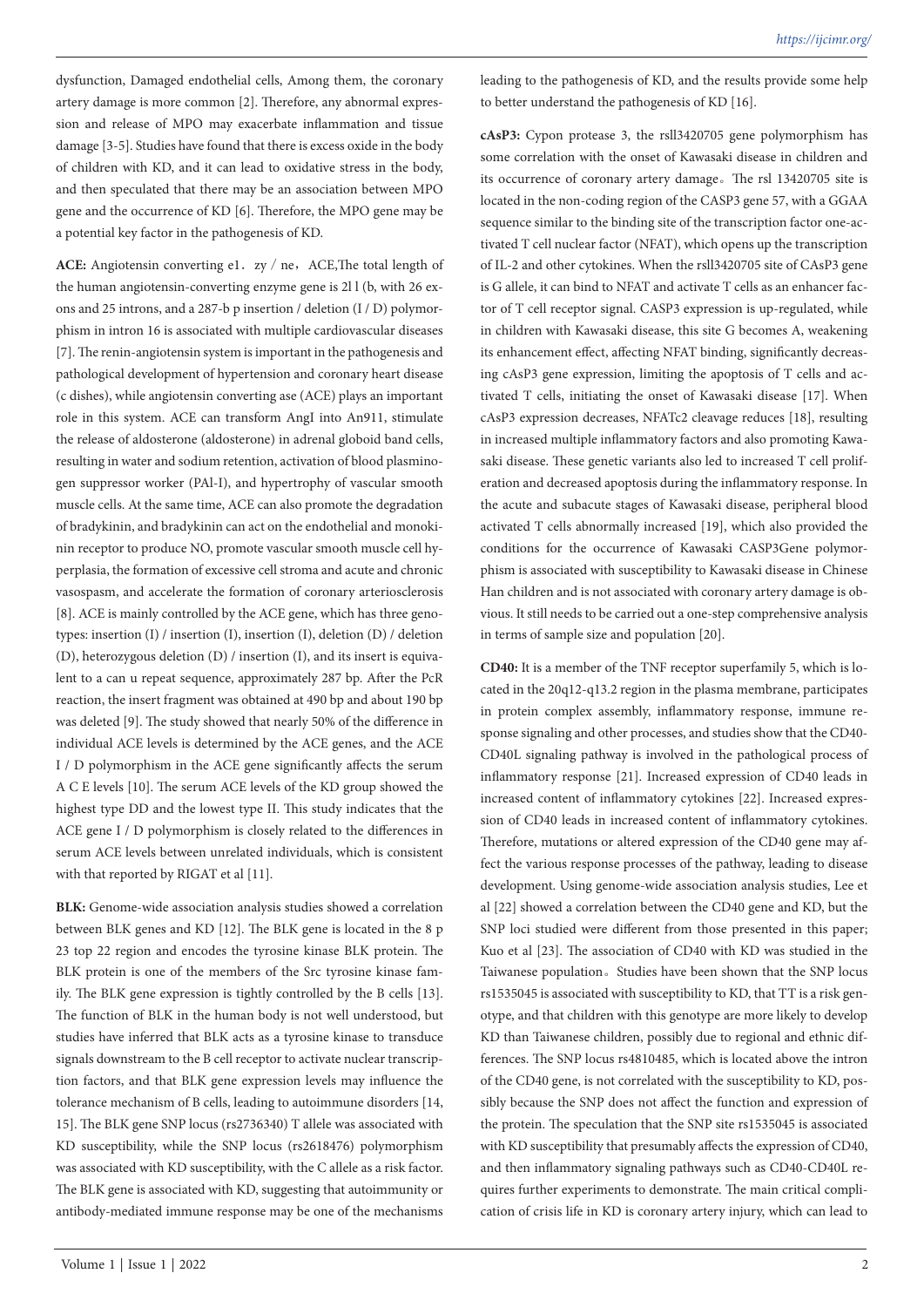dysfunction, Damaged endothelial cells, Among them, the coronary artery damage is more common [2]. Therefore, any abnormal expression and release of MPO may exacerbate inflammation and tissue damage [3-5]. Studies have found that there is excess oxide in the body of children with KD, and it can lead to oxidative stress in the body, and then speculated that there may be an association between MPO gene and the occurrence of KD [6]. Therefore, the MPO gene may be a potential key factor in the pathogenesis of KD.

**ACE:** Angiotensin converting e1．zy / ne，ACE,The total length of the human angiotensin-converting enzyme gene is 2l l (b, with 26 exons and 25 introns, and a 287-b p insertion / deletion (I / D) polymorphism in intron 16 is associated with multiple cardiovascular diseases [7]. The renin-angiotensin system is important in the pathogenesis and pathological development of hypertension and coronary heart disease (c dishes), while angiotensin converting ase (ACE) plays an important role in this system. ACE can transform AngI into An911, stimulate the release of aldosterone (aldosterone) in adrenal globoid band cells, resulting in water and sodium retention, activation of blood plasminogen suppressor worker (PAl-I), and hypertrophy of vascular smooth muscle cells. At the same time, ACE can also promote the degradation of bradykinin, and bradykinin can act on the endothelial and monokinin receptor to produce NO, promote vascular smooth muscle cell hyperplasia, the formation of excessive cell stroma and acute and chronic vasospasm, and accelerate the formation of coronary arteriosclerosis [8]. ACE is mainly controlled by the ACE gene, which has three genotypes: insertion (I) / insertion (I), insertion (I), deletion (D) / deletion (D), heterozygous deletion (D) / insertion (I), and its insert is equivalent to a can u repeat sequence, approximately 287 bp. After the PcR reaction, the insert fragment was obtained at 490 bp and about 190 bp was deleted [9]. The study showed that nearly 50% of the difference in individual ACE levels is determined by the ACE genes, and the ACE I / D polymorphism in the ACE gene significantly affects the serum A C E levels [10]. The serum ACE levels of the KD group showed the highest type DD and the lowest type II. This study indicates that the ACE gene I / D polymorphism is closely related to the differences in serum ACE levels between unrelated individuals, which is consistent with that reported by RIGAT et al [11].

**BLK:** Genome-wide association analysis studies showed a correlation between BLK genes and KD [12]. The BLK gene is located in the 8 p 23 top 22 region and encodes the tyrosine kinase BLK protein. The BLK protein is one of the members of the Src tyrosine kinase family. The BLK gene expression is tightly controlled by the B cells [13]. The function of BLK in the human body is not well understood, but studies have inferred that BLK acts as a tyrosine kinase to transduce signals downstream to the B cell receptor to activate nuclear transcription factors, and that BLK gene expression levels may influence the tolerance mechanism of B cells, leading to autoimmune disorders [14, 15]. The BLK gene SNP locus (rs2736340) T allele was associated with KD susceptibility, while the SNP locus (rs2618476) polymorphism was associated with KD susceptibility, with the C allele as a risk factor. The BLK gene is associated with KD, suggesting that autoimmunity or antibody-mediated immune response may be one of the mechanisms leading to the pathogenesis of KD, and the results provide some help to better understand the pathogenesis of KD [16].

**cAsP3:** Cypon protease 3, the rsll3420705 gene polymorphism has some correlation with the onset of Kawasaki disease in children and its occurrence of coronary artery damage。The rsl 13420705 site is located in the non-coding region of the CASP3 gene 57, with a GGAA sequence similar to the binding site of the transcription factor one-activated T cell nuclear factor (NFAT), which opens up the transcription of IL-2 and other cytokines. When the rsll3420705 site of CAsP3 gene is G allele, it can bind to NFAT and activate T cells as an enhancer factor of T cell receptor signal. CASP3 expression is up-regulated, while in children with Kawasaki disease, this site G becomes A, weakening its enhancement effect, affecting NFAT binding, significantly decreasing cAsP3 gene expression, limiting the apoptosis of T cells and activated T cells, initiating the onset of Kawasaki disease [17]. When cAsP3 expression decreases, NFATc2 cleavage reduces [18], resulting in increased multiple inflammatory factors and also promoting Kawasaki disease. These genetic variants also led to increased T cell proliferation and decreased apoptosis during the inflammatory response. In the acute and subacute stages of Kawasaki disease, peripheral blood activated T cells abnormally increased [19], which also provided the conditions for the occurrence of Kawasaki CASP3Gene polymorphism is associated with susceptibility to Kawasaki disease in Chinese Han children and is not associated with coronary artery damage is obvious. It still needs to be carried out a one-step comprehensive analysis in terms of sample size and population [20].

**CD40:** It is a member of the TNF receptor superfamily 5, which is located in the 20q12-q13.2 region in the plasma membrane, participates in protein complex assembly, inflammatory response, immune response signaling and other processes, and studies show that the CD40-CD40L signaling pathway is involved in the pathological process of inflammatory response [21]. Increased expression of CD40 leads in increased content of inflammatory cytokines [22]. Increased expression of CD40 leads in increased content of inflammatory cytokines. Therefore, mutations or altered expression of the CD40 gene may affect the various response processes of the pathway, leading to disease development. Using genome-wide association analysis studies, Lee et al [22] showed a correlation between the CD40 gene and KD, but the SNP loci studied were different from those presented in this paper; Kuo et al [23]. The association of CD40 with KD was studied in the Taiwanese population。Studies have been shown that the SNP locus rs1535045 is associated with susceptibility to KD, that TT is a risk genotype, and that children with this genotype are more likely to develop KD than Taiwanese children, possibly due to regional and ethnic differences. The SNP locus rs4810485, which is located above the intron of the CD40 gene, is not correlated with the susceptibility to KD, possibly because the SNP does not affect the function and expression of the protein. The speculation that the SNP site rs1535045 is associated with KD susceptibility that presumably affects the expression of CD40, and then inflammatory signaling pathways such as CD40-CD40L requires further experiments to demonstrate. The main critical complication of crisis life in KD is coronary artery injury, which can lead to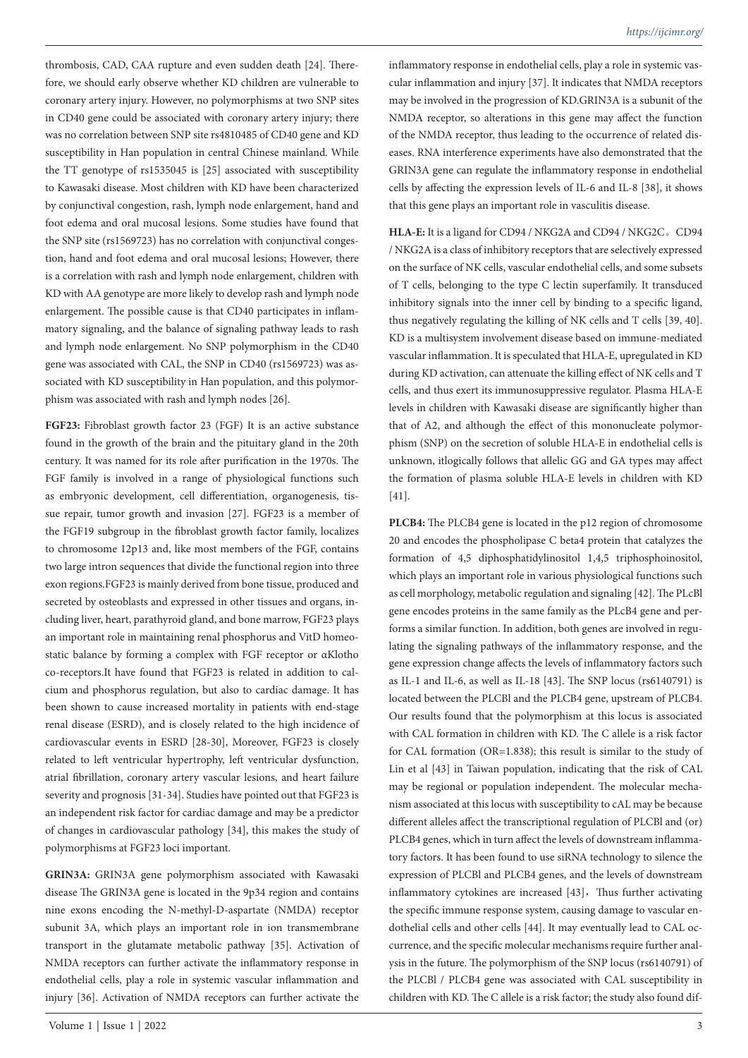thrombosis, CAD, CAA rupture and even sudden death [24]. Therefore, we should early observe whether KD children are vulnerable to coronary artery injury. However, no polymorphisms at two SNP sites in CD40 gene could be associated with coronary artery injury; there was no correlation between SNP site rs4810485 of CD40 gene and KD susceptibility in Han population in central Chinese mainland. While the TT genotype of rs1535045 is [25] associated with susceptibility to Kawasaki disease. Most children with KD have been characterized by conjunctival congestion, rash, lymph node enlargement, hand and foot edema and oral mucosal lesions. Some studies have found that the SNP site (rs1569723) has no correlation with conjunctival congestion, hand and foot edema and oral mucosal lesions; However, there is a correlation with rash and lymph node enlargement, children with KD with AA genotype are more likely to develop rash and lymph node enlargement. The possible cause is that CD40 participates in inflammatory signaling, and the balance of signaling pathway leads to rash and lymph node enlargement. No SNP polymorphism in the CD40 gene was associated with CAL, the SNP in CD40 (rs1569723) was associated with KD susceptibility in Han population, and this polymorphism was associated with rash and lymph nodes [26].

**FGF23:** Fibroblast growth factor 23 (FGF) It is an active substance found in the growth of the brain and the pituitary gland in the 20th century. It was named for its role after purification in the 1970s. The FGF family is involved in a range of physiological functions such as embryonic development, cell differentiation, organogenesis, tissue repair, tumor growth and invasion [27]. FGF23 is a member of the FGF19 subgroup in the fibroblast growth factor family, localizes to chromosome 12p13 and, like most members of the FGF, contains two large intron sequences that divide the functional region into three exon regions.FGF23 is mainly derived from bone tissue, produced and secreted by osteoblasts and expressed in other tissues and organs, including liver, heart, parathyroid gland, and bone marrow, FGF23 plays an important role in maintaining renal phosphorus and VitD homeostatic balance by forming a complex with FGF receptor or αKlotho co-receptors.It have found that FGF23 is related in addition to calcium and phosphorus regulation, but also to cardiac damage. It has been shown to cause increased mortality in patients with end-stage renal disease (ESRD), and is closely related to the high incidence of cardiovascular events in ESRD [28-30], Moreover, FGF23 is closely related to left ventricular hypertrophy, left ventricular dysfunction, atrial fibrillation, coronary artery vascular lesions, and heart failure severity and prognosis [31-34]. Studies have pointed out that FGF23 is an independent risk factor for cardiac damage and may be a predictor of changes in cardiovascular pathology [34], this makes the study of polymorphisms at FGF23 loci important.

**GRIN3A:** GRIN3A gene polymorphism associated with Kawasaki disease The GRIN3A gene is located in the 9p34 region and contains nine exons encoding the N-methyl-D-aspartate (NMDA) receptor subunit 3A, which plays an important role in ion transmembrane transport in the glutamate metabolic pathway [35]. Activation of NMDA receptors can further activate the inflammatory response in endothelial cells, play a role in systemic vascular inflammation and injury [36]. Activation of NMDA receptors can further activate the inflammatory response in endothelial cells, play a role in systemic vascular inflammation and injury [37]. It indicates that NMDA receptors may be involved in the progression of KD.GRIN3A is a subunit of the NMDA receptor, so alterations in this gene may affect the function of the NMDA receptor, thus leading to the occurrence of related diseases. RNA interference experiments have also demonstrated that the GRIN3A gene can regulate the inflammatory response in endothelial cells by affecting the expression levels of IL-6 and IL-8 [38], it shows that this gene plays an important role in vasculitis disease.

**HLA-E:** It is a ligand for CD94 / NKG2A and CD94 / NKG2C。CD94 / NKG2A is a class of inhibitory receptors that are selectively expressed on the surface of NK cells, vascular endothelial cells, and some subsets of T cells, belonging to the type C lectin superfamily. It transduced inhibitory signals into the inner cell by binding to a specific ligand, thus negatively regulating the killing of NK cells and T cells [39, 40]. KD is a multisystem involvement disease based on immune-mediated vascular inflammation. It is speculated that HLA-E, upregulated in KD during KD activation, can attenuate the killing effect of NK cells and T cells, and thus exert its immunosuppressive regulator. Plasma HLA-E levels in children with Kawasaki disease are significantly higher than that of A2, and although the effect of this mononucleate polymorphism (SNP) on the secretion of soluble HLA-E in endothelial cells is unknown, itlogically follows that allelic GG and GA types may affect the formation of plasma soluble HLA-E levels in children with KD [41].

**PLCB4:** The PLCB4 gene is located in the p12 region of chromosome 20 and encodes the phospholipase C beta4 protein that catalyzes the formation of 4,5 diphosphatidylinositol 1,4,5 triphosphoinositol, which plays an important role in various physiological functions such as cell morphology, metabolic regulation and signaling [42]. The PLcBl gene encodes proteins in the same family as the PLcB4 gene and performs a similar function. In addition, both genes are involved in regulating the signaling pathways of the inflammatory response, and the gene expression change affects the levels of inflammatory factors such as IL-1 and IL-6, as well as IL-18 [43]. The SNP locus (rs6140791) is located between the PLCBl and the PLCB4 gene, upstream of PLCB4. Our results found that the polymorphism at this locus is associated with CAL formation in children with KD. The C allele is a risk factor for CAL formation (OR=1.838); this result is similar to the study of Lin et al [43] in Taiwan population, indicating that the risk of CAL may be regional or population independent. The molecular mechanism associated at this locus with susceptibility to cAL may be because different alleles affect the transcriptional regulation of PLCBl and (or) PLCB4 genes, which in turn affect the levels of downstream inflammatory factors. It has been found to use siRNA technology to silence the expression of PLCBl and PLCB4 genes, and the levels of downstream inflammatory cytokines are increased [43]，Thus further activating the specific immune response system, causing damage to vascular endothelial cells and other cells [44]. It may eventually lead to CAL occurrence, and the specific molecular mechanisms require further analysis in the future. The polymorphism of the SNP locus (rs6140791) of the PLCBl / PLCB4 gene was associated with CAL susceptibility in children with KD. The C allele is a risk factor; the study also found dif-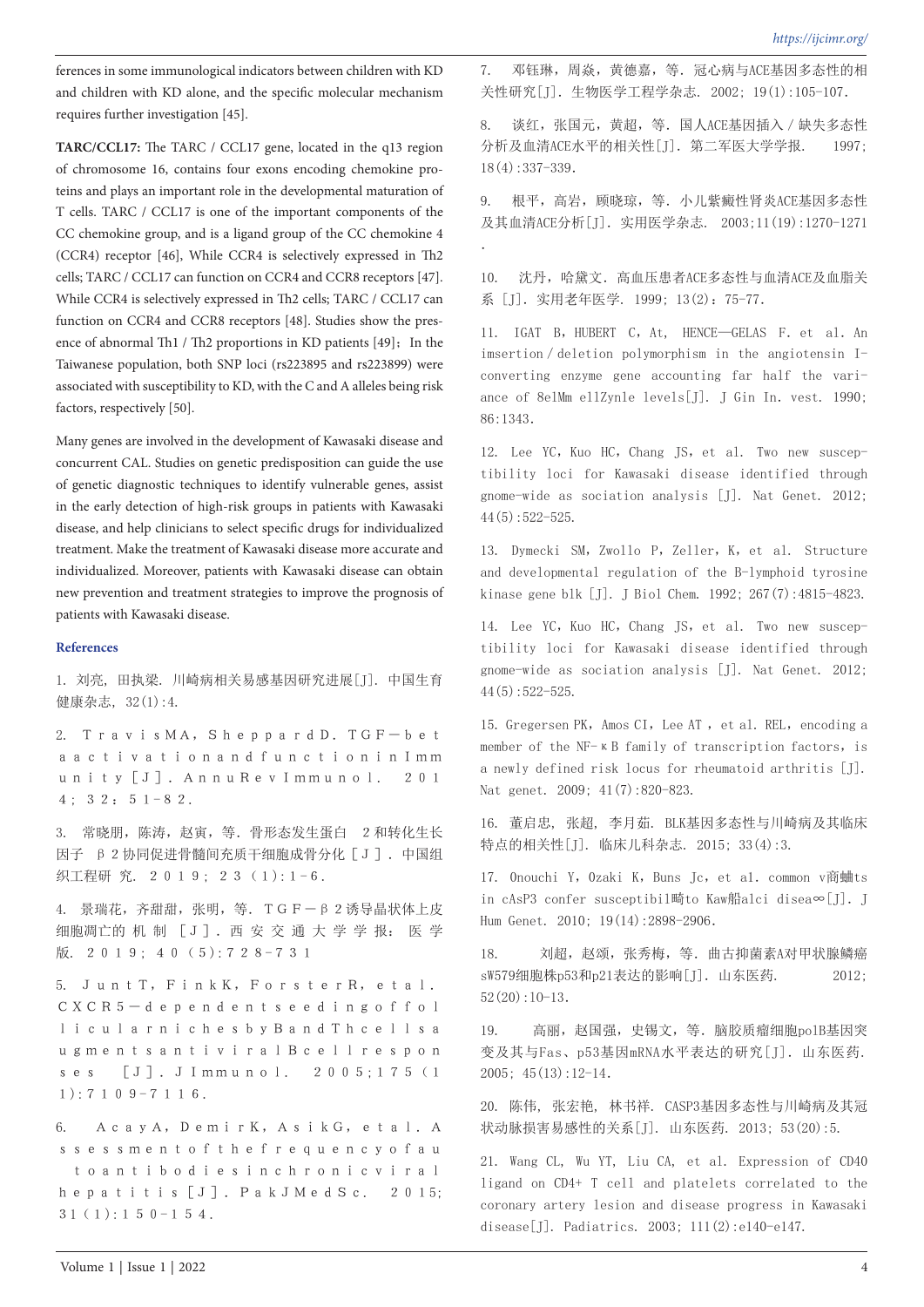ferences in some immunological indicators between children with KD and children with KD alone, and the specific molecular mechanism requires further investigation [45].

**TARC/CCL17:** The TARC / CCL17 gene, located in the q13 region of chromosome 16, contains four exons encoding chemokine proteins and plays an important role in the developmental maturation of T cells. TARC / CCL17 is one of the important components of the CC chemokine group, and is a ligand group of the CC chemokine 4 (CCR4) receptor [46], While CCR4 is selectively expressed in Th2 cells; TARC / CCL17 can function on CCR4 and CCR8 receptors [47]. While CCR4 is selectively expressed in Th2 cells; TARC / CCL17 can function on CCR4 and CCR8 receptors [48]. Studies show the presence of abnormal Th1 / Th2 proportions in KD patients [49]; In the Taiwanese population, both SNP loci (rs223895 and rs223899) were associated with susceptibility to KD, with the C and A alleles being risk factors, respectively [50].

Many genes are involved in the development of Kawasaki disease and concurrent CAL. Studies on genetic predisposition can guide the use of genetic diagnostic techniques to identify vulnerable genes, assist in the early detection of high-risk groups in patients with Kawasaki disease, and help clinicians to select specific drugs for individualized treatment. Make the treatment of Kawasaki disease more accurate and individualized. Moreover, patients with Kawasaki disease can obtain new prevention and treatment strategies to improve the prognosis of patients with Kawasaki disease.

## References

1. 刘亮，田执梁．川崎病相关易感基因研究进展[J]．中国生育健康杂志，32(1):4.

2. T r a v i s M A，S h e p p a r d D．T G F－b e t a a c t i v a t i o n a n d f u n c t i o n i n I m m u n i t y［J］．A n n u R e v I m m u n o l． 2 0 1 4；3 2：5 1－8 2．

3. 常晓朋，陈涛，赵寅，等．骨形态发生蛋白 2和转化生长因子 β 2协同促进骨髓间充质干细胞成骨分化［J］．中国组织工程研 究．2 0 1 9；2 3（1）:1－6．

4. 景瑞花，齐甜甜，张明，等．T G F－β 2诱导晶状体上皮细胞凋亡的 机 制 ［J］．西 安 交 通 大 学 学 报： 医 学 版．2 0 1 9；4 0（5）:7 2 8－7 3 1

5. J u n t T，F i n k K，F o r s t e r R，e t a l．C X C R 5－d e p e n d e n t s e e d i n g o f f o l l i c u l a r n i c h e s b y B a n d T h c e l l s a u g m e n t s a n t i v i r a l B c e l l r e s p o n s e s ［J］．J I m m u n o l． 2 0 0 5；1 7 5（1 1）:7 1 0 9－7 1 1 6．

6. A c a y A，D e m i r K，A s i k G，e t a l．A s s e s s m e n t o f t h e f r e q u e n c y o f a u t o a n t i b o d i e s i n c h r o n i c v i r a l h e p a t i t i s［J］．P a k J M e d S c． 2 0 1 5；3 1（1）:1 5 0－1 5 4．

7. 邓钰琳，周焱，黄德嘉，等．冠心病与ACE基因多态性的相关性研究[J]．生物医学工程学杂志．2002；19(1):105-107．

8. 谈红，张国元，黄超，等．国人ACE基因插入／缺失多态性分析及血清ACE水平的相关性[J]．第二军医大学学报． 1997；18(4):337-339．

9. 根平，高岩，顾晓琼，等．小儿紫癜性肾炎ACE基因多态性及其血清ACE分析[J]．实用医学杂志． 2003;11(19):1270-1271．

10. 沈丹，哈黛文．高血压患者ACE多态性与血清ACE及血脂关系［J］．实用老年医学．1999；13(2)：75-77．

11. IGAT B，HUBERT C，At， HENCE—GELAS F．et al．An imsertion／deletion polymorphism in the angiotensin I-converting enzyme gene accounting far half the variance of 8elMm ellZynle levels[J]．J Gin In．vest．1990；86:1343．

12. Lee YC，Kuo HC，Chang JS，et al． Two new susceptibility loci for Kawasaki disease identified through gnome-wide as sociation analysis ［J］．Nat Genet． 2012；44(5):522-525．

13. Dymecki SM，Zwollo P，Zeller，K，et al． Structure and developmental regulation of the B-lymphoid tyrosine kinase gene blk ［J］．J Biol Chem．1992；267(7):4815-4823．

14. Lee YC，Kuo HC，Chang JS，et al． Two new susceptibility loci for Kawasaki disease identified through gnome-wide as sociation analysis ［J］．Nat Genet． 2012；44(5):522-525．

15. Gregersen PK，Amos CI，Lee AT ，et al．REL，encoding a member of the NF-κB family of transcription factors，is a newly defined risk locus for rheumatoid arthritis [J]．Nat genet．2009；41(7):820-823．

16. 董启忠，张超，李月茹．BLK基因多态性与川崎病及其临床特点的相关性[J]．临床儿科杂志．2015；33(4):3．

17. Onouchi Y，Ozaki K，Buns Jc，et al． common v商蛐ts in cAsP3 confer susceptibil畸to Kaw船alci disea∞[J]．J Hum Genet．2010；19(14):2898-2906．

18. 刘超，赵颂，张秀梅，等．曲古抑菌素A对甲状腺鳞癌sW579细胞株p53和p21表达的影响[J]．山东医药． 2012；52(20):10-13．

19. 高丽，赵国强，史锡文，等．脑胶质瘤细胞polB基因突变及其与Fas、p53基因mRNA水平表达的研究[J]．山东医药．2005；45(13):12-14．

20. 陈伟，张宏艳，林书祥．CASP3基因多态性与川崎病及其冠状动脉损害易感性的关系[J]．山东医药．2013；53(20):5．

21. Wang CL，Wu YT，Liu CA，et al．Expression of CD40 ligand on CD4+ T cell and platelets correlated to the coronary artery lesion and disease progress in Kawasaki disease[J]．Padiatrics．2003；111(2):e140-e147．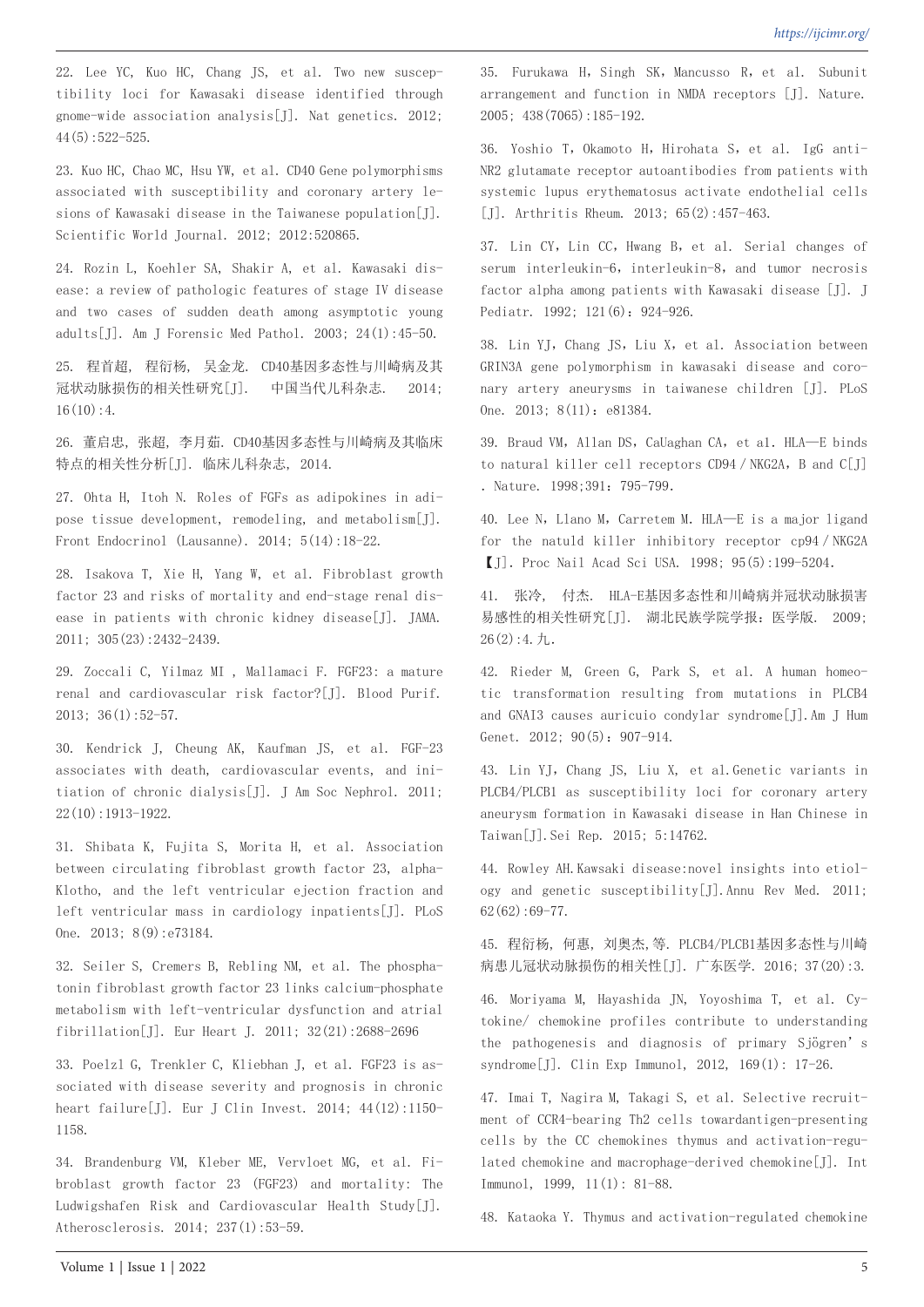22. Lee YC, Kuo HC, Chang JS, et al. Two new susceptibility loci for Kawasaki disease identified through gnome-wide association analysis[J]. Nat genetics. 2012; 44(5):522-525.

23. Kuo HC, Chao MC, Hsu YW, et al. CD40 Gene polymorphisms associated with susceptibility and coronary artery lesions of Kawasaki disease in the Taiwanese population[J]. Scientific World Journal. 2012; 2012:520865.

24. Rozin L, Koehler SA, Shakir A, et al. Kawasaki disease: a review of pathologic features of stage IV disease and two cases of sudden death among asymptotic young adults[J]. Am J Forensic Med Pathol. 2003; 24(1):45-50.

25. 程首超, 程衍杨, 吴金龙. CD40基因多态性与川崎病及其冠状动脉损伤的相关性研究[J]. 中国当代儿科杂志. 2014; 16(10):4.

26. 董启忠, 张超, 李月茹. CD40基因多态性与川崎病及其临床特点的相关性分析[J]. 临床儿科杂志, 2014.

27. Ohta H, Itoh N. Roles of FGFs as adipokines in adipose tissue development, remodeling, and metabolism[J]. Front Endocrinol (Lausanne). 2014; 5(14):18-22.

28. Isakova T, Xie H, Yang W, et al. Fibroblast growth factor 23 and risks of mortality and end-stage renal disease in patients with chronic kidney disease[J]. JAMA. 2011; 305(23):2432-2439.

29. Zoccali C, Yilmaz MI , Mallamaci F. FGF23: a mature renal and cardiovascular risk factor?[J]. Blood Purif. 2013; 36(1):52-57.

30. Kendrick J, Cheung AK, Kaufman JS, et al. FGF-23 associates with death, cardiovascular events, and initiation of chronic dialysis[J]. J Am Soc Nephrol. 2011; 22(10):1913-1922.

31. Shibata K, Fujita S, Morita H, et al. Association between circulating fibroblast growth factor 23, alpha-Klotho, and the left ventricular ejection fraction and left ventricular mass in cardiology inpatients[J]. PLoS One. 2013; 8(9):e73184.

32. Seiler S, Cremers B, Rebling NM, et al. The phosphatonin fibroblast growth factor 23 links calcium-phosphate metabolism with left-ventricular dysfunction and atrial fibrillation[J]. Eur Heart J. 2011; 32(21):2688-2696

33. Poelzl G, Trenkler C, Kliebhan J, et al. FGF23 is associated with disease severity and prognosis in chronic heart failure[J]. Eur J Clin Invest. 2014; 44(12):1150-1158.

34. Brandenburg VM, Kleber ME, Vervloet MG, et al. Fibroblast growth factor 23 (FGF23) and mortality: The Ludwigshafen Risk and Cardiovascular Health Study[J]. Atherosclerosis. 2014; 237(1):53-59.

35. Furukawa H，Singh SK，Mancusso R，et al. Subunit arrangement and function in NMDA receptors [J]. Nature. 2005; 438(7065):185-192.

36. Yoshio T，Okamoto H，Hirohata S，et al. IgG anti-NR2 glutamate receptor autoantibodies from patients with systemic lupus erythematosus activate endothelial cells [J]. Arthritis Rheum. 2013; 65(2):457-463.

37. Lin CY，Lin CC，Hwang B，et al. Serial changes of serum interleukin-6，interleukin-8，and tumor necrosis factor alpha among patients with Kawasaki disease [J]. J Pediatr. 1992; 121(6):924-926.

38. Lin YJ，Chang JS，Liu X，et al. Association between GRIN3A gene polymorphism in kawasaki disease and coronary artery aneurysms in taiwanese children [J]. PLoS One. 2013; 8(11)：e81384.

39. Braud VM，Allan DS，CaUaghan CA，et a1. HLA—E binds to natural killer cell receptors CD94／NKG2A，B and C[J] . Nature. 1998;391：795-799.

40. Lee N，Llano M，Carretem M. HLA—E is a major ligand for the natuld killer inhibitory receptor cp94／NKG2A 【J】. Proc Nail Acad Sci USA. 1998; 95(5):199-5204.

41. 张冷, 付杰. HLA-E基因多态性和川崎病并冠状动脉损害易感性的相关性研究[J]. 湖北民族学院学报：医学版. 2009; 26(2):4.九.

42. Rieder M, Green G, Park S, et al. A human homeotic transformation resulting from mutations in PLCB4 and GNAI3 causes auricuio condylar syndrome[J].Am J Hum Genet. 2012; 90(5):907-914.

43. Lin YJ, Chang JS, Liu X, et al.Genetic variants in PLCB4/PLCB1 as susceptibility loci for coronary artery aneurysm formation in Kawasaki disease in Han Chinese in Taiwan[J].Sei Rep. 2015; 5:14762.

44. Rowley AH.Kawsaki disease:novel insights into etiology and genetic susceptibility[J].Annu Rev Med. 2011; 62(62):69-77.

45. 程衍杨, 何惠, 刘奥杰,等. PLCB4/PLCB1基因多态性与川崎病患儿冠状动脉损伤的相关性[J]. 广东医学. 2016; 37(20):3.

46. Moriyama M, Hayashida JN, Yoyoshima T, et al. Cytokine/ chemokine profiles contribute to understanding the pathogenesis and diagnosis of primary Sjögren’s syndrome[J]. Clin Exp Immunol, 2012, 169(1): 17-26.

47. Imai T, Nagira M, Takagi S, et al. Selective recruitment of CCR4-bearing Th2 cells towardantigen-presenting cells by the CC chemokines thymus and activation-regulated chemokine and macrophage-derived chemokine[J]. Int Immunol, 1999, 11(1): 81-88.

48. Kataoka Y. Thymus and activation-regulated chemokine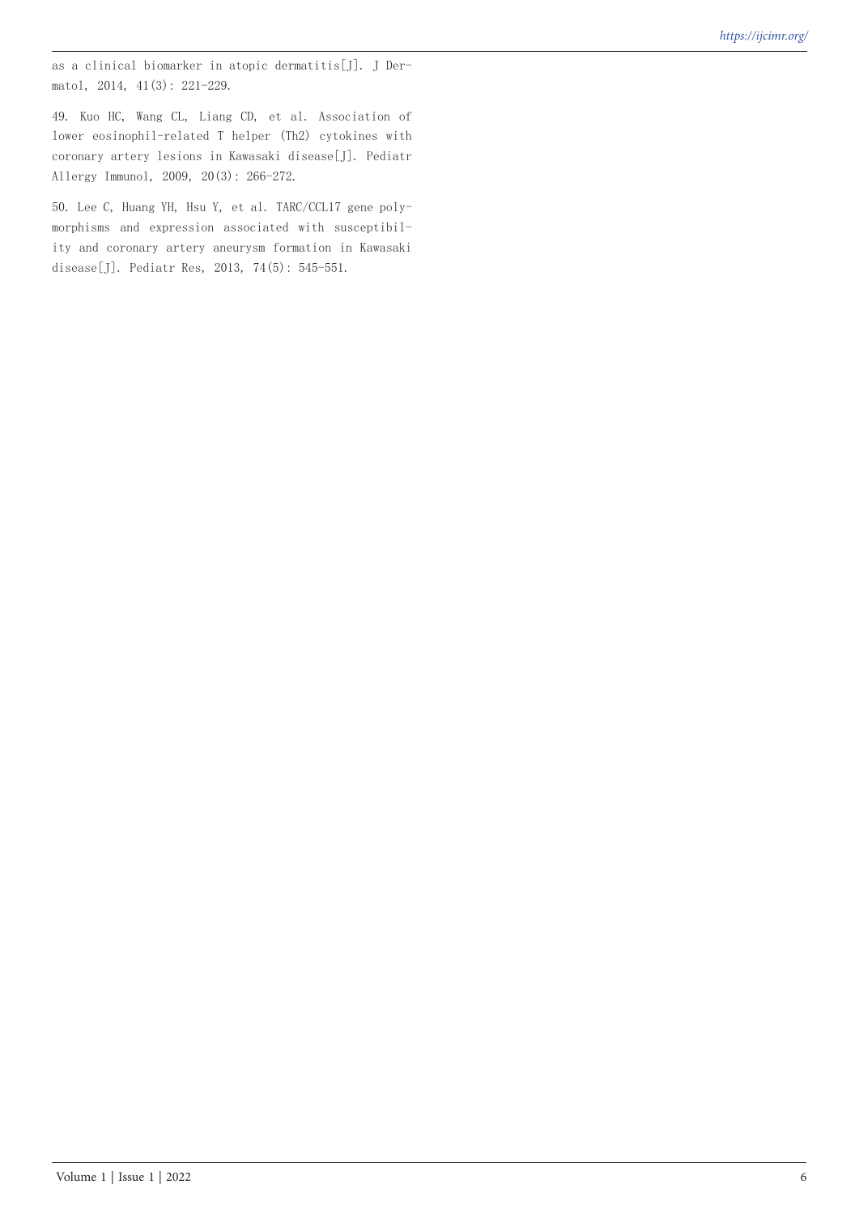as a clinical biomarker in atopic dermatitis[J]. J Dermatol, 2014, 41(3): 221-229.

49. Kuo HC, Wang CL, Liang CD, et al. Association of lower eosinophil-related T helper (Th2) cytokines with coronary artery lesions in Kawasaki disease[J]. Pediatr Allergy Immunol, 2009, 20(3): 266-272.

50. Lee C, Huang YH, Hsu Y, et al. TARC/CCL17 gene polymorphisms and expression associated with susceptibility and coronary artery aneurysm formation in Kawasaki disease[J]. Pediatr Res, 2013, 74(5): 545-551.